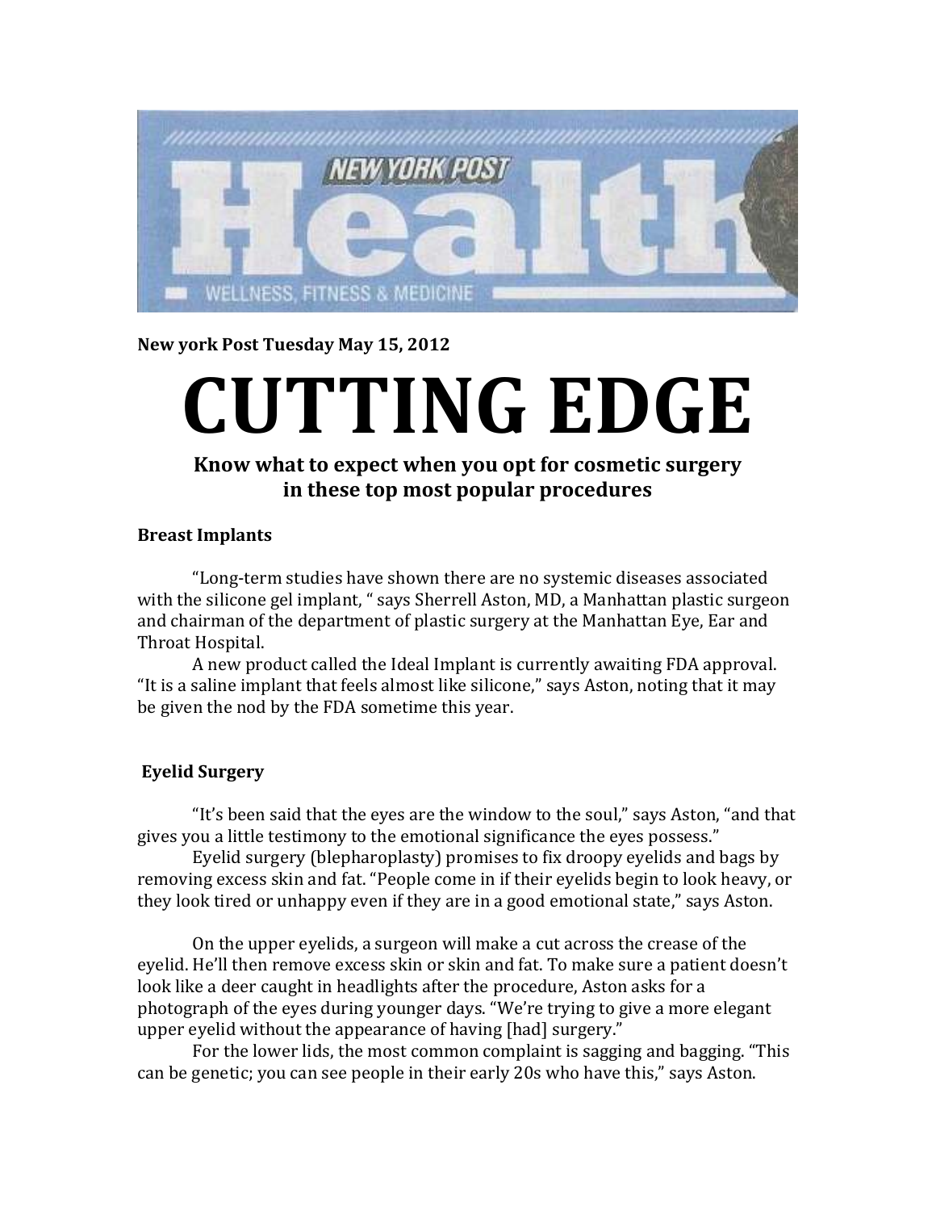NEW YORK POST

# Health

WELLNESS, FITNESS & MEDICINE

**New york Post Tuesday May 15, 2012**

# CUTTING EDGE

### Know what to expect when you opt for cosmetic surgery in these top most popular procedures

**Breast Implants**

"Long-term studies have shown there are no systemic diseases associated with the silicone gel implant, " says Sherrell Aston, MD, a Manhattan plastic surgeon and chairman of the department of plastic surgery at the Manhattan Eye, Ear and Throat Hospital.

A new product called the Ideal Implant is currently awaiting FDA approval. "It is a saline implant that feels almost like silicone," says Aston, noting that it may be given the nod by the FDA sometime this year.

**Eyelid Surgery**

"It's been said that the eyes are the window to the soul," says Aston, "and that gives you a little testimony to the emotional significance the eyes possess."

Eyelid surgery (blepharoplasty) promises to fix droopy eyelids and bags by removing excess skin and fat. "People come in if their eyelids begin to look heavy, or they look tired or unhappy even if they are in a good emotional state," says Aston.

On the upper eyelids, a surgeon will make a cut across the crease of the eyelid. He'll then remove excess skin or skin and fat. To make sure a patient doesn't look like a deer caught in headlights after the procedure, Aston asks for a photograph of the eyes during younger days. "We're trying to give a more elegant upper eyelid without the appearance of having [had] surgery."

For the lower lids, the most common complaint is sagging and bagging. "This can be genetic; you can see people in their early 20s who have this," says Aston.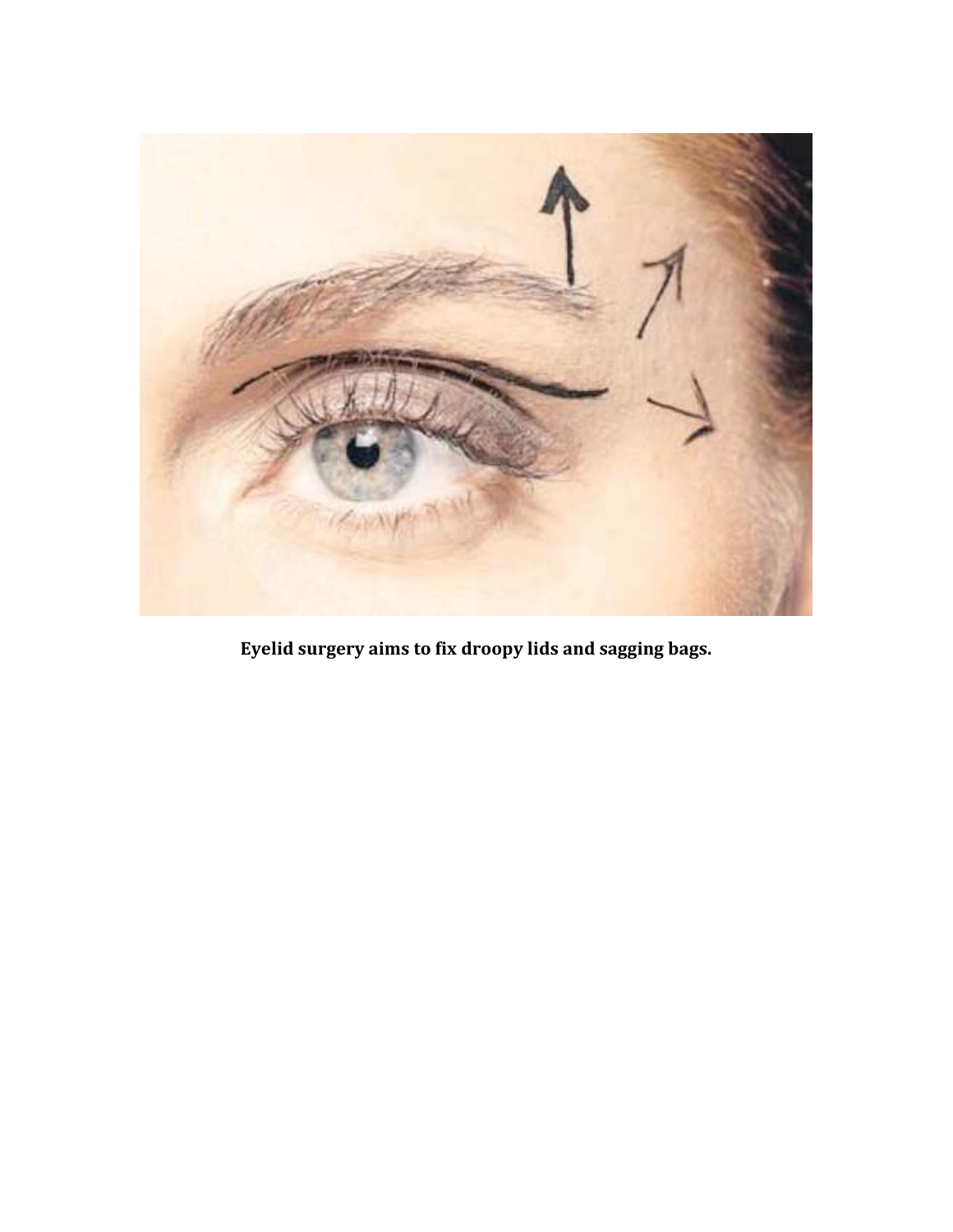**Eyelid surgery aims to fix droopy lids and sagging bags.**